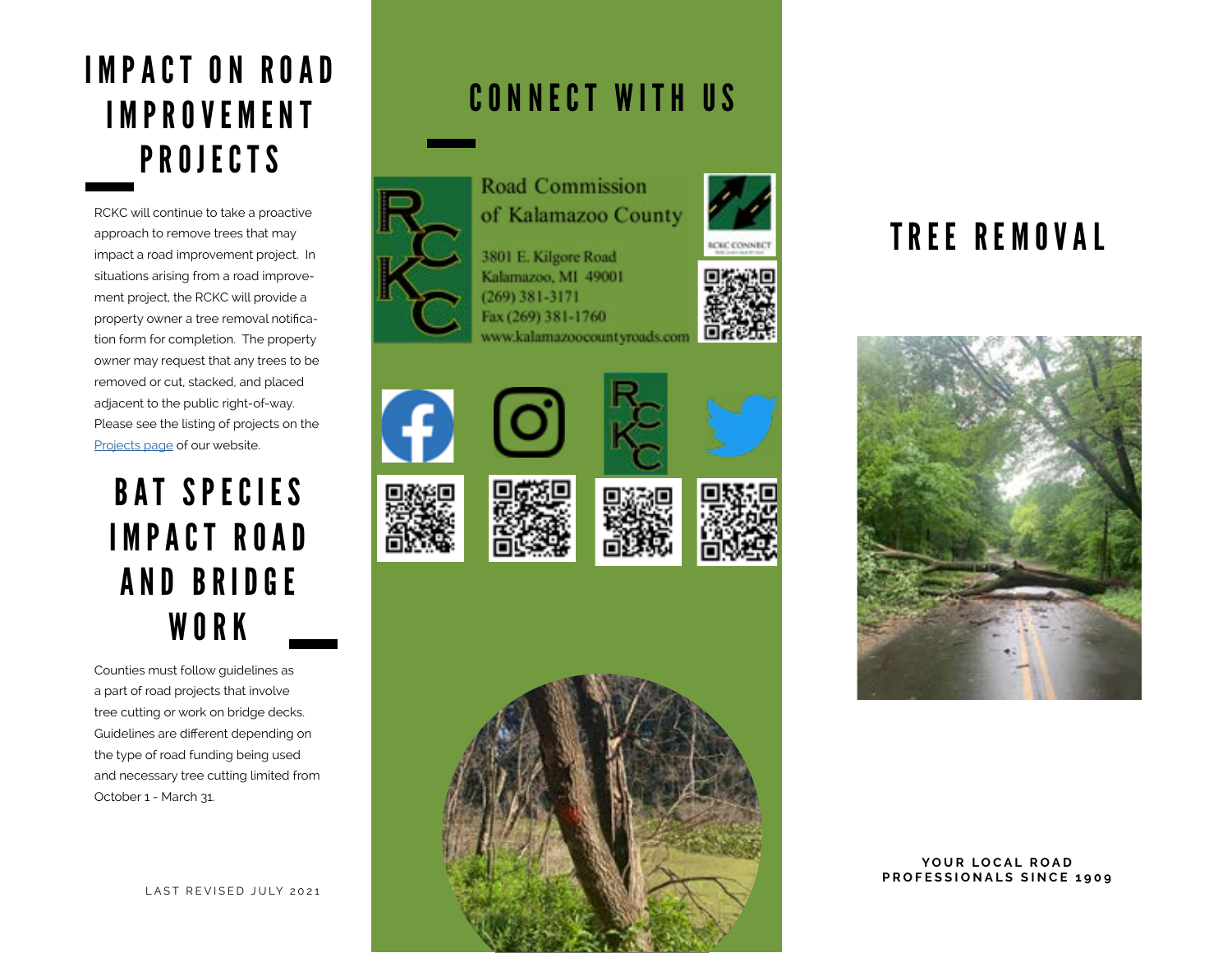# IMPACT ON ROAD IMPROVEMENT PROJECTS

RCKC will continue to take a proactive approach to remove trees that may impact a road improvement project. In situations arising from a road improvement project, the RCKC will provide a property owner a tree removal notification form for completion. The property owner may request that any trees to be removed or cut, stacked, and placed adjacent to the public right-of-way. Please see the listing of projects on the [Projects page]() of our website.

# BAT SPECIES IMPACT ROAD AND BRIDGE WORK

Counties must follow guidelines as a part of road projects that involve tree cutting or work on bridge decks. Guidelines are different depending on the type of road funding being used and necessary tree cutting limited from October 1 - March 31.

LAST REVISED JULY 2021

# CONNECT WITH US

Road Commission of Kalamazoo County

3801 E. Kilgore Road
Kalamazoo, MI 49001
(269) 381-3171
Fax (269) 381-1760
www.kalamazoocountyroads.com

RCKC CONNECT

# TREE REMOVAL

**YOUR LOCAL ROAD PROFESSIONALS SINCE 1909**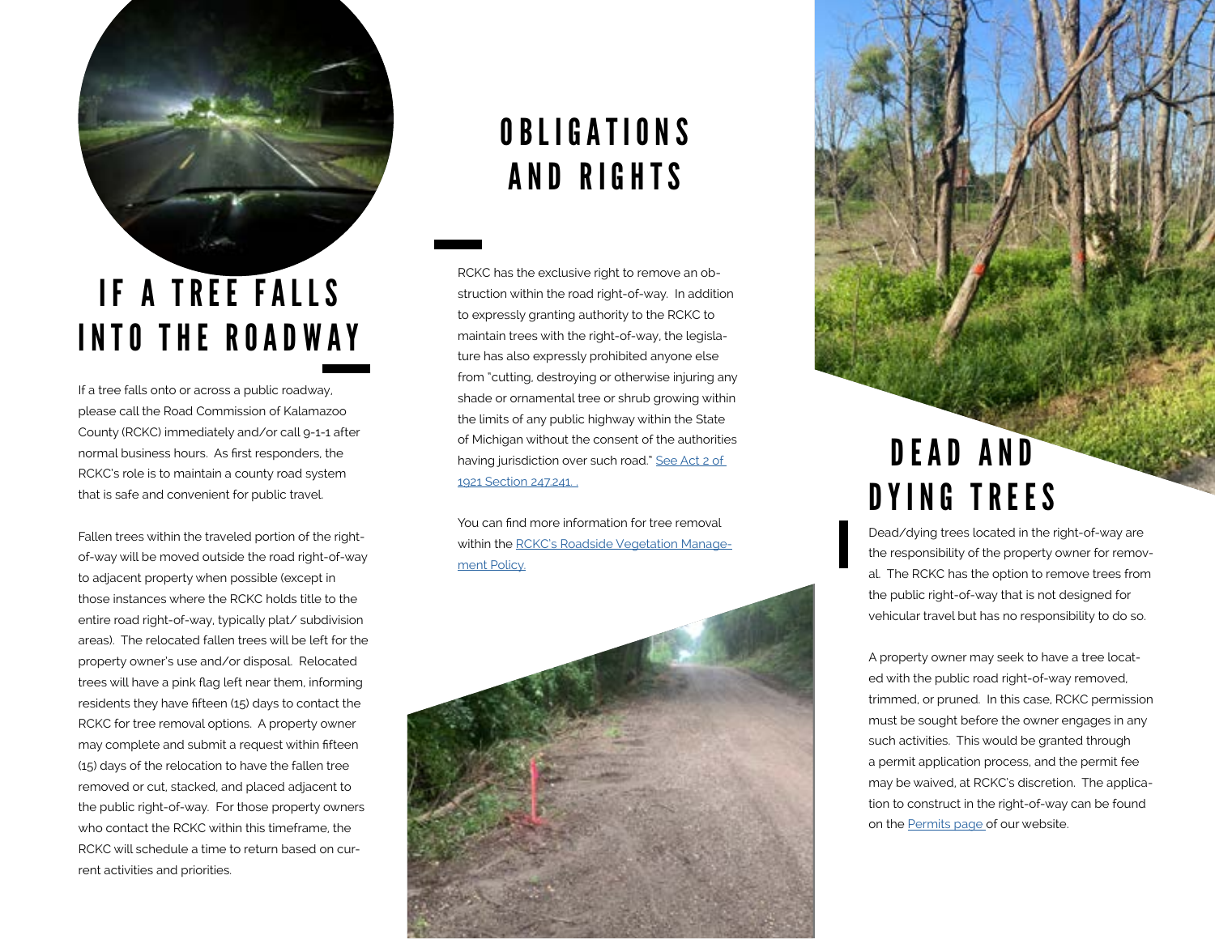## IF A TREE FALLS INTO THE ROADWAY

If a tree falls onto or across a public roadway, please call the Road Commission of Kalamazoo County (RCKC) immediately and/or call 9-1-1 after normal business hours. As first responders, the RCKC's role is to maintain a county road system that is safe and convenient for public travel.

Fallen trees within the traveled portion of the right-of-way will be moved outside the road right-of-way to adjacent property when possible (except in those instances where the RCKC holds title to the entire road right-of-way, typically plat/ subdivision areas). The relocated fallen trees will be left for the property owner's use and/or disposal. Relocated trees will have a pink flag left near them, informing residents they have fifteen (15) days to contact the RCKC for tree removal options. A property owner may complete and submit a request within fifteen (15) days of the relocation to have the fallen tree removed or cut, stacked, and placed adjacent to the public right-of-way. For those property owners who contact the RCKC within this timeframe, the RCKC will schedule a time to return based on current activities and priorities.

## OBLIGATIONS AND RIGHTS

RCKC has the exclusive right to remove an obstruction within the road right-of-way. In addition to expressly granting authority to the RCKC to maintain trees with the right-of-way, the legislature has also expressly prohibited anyone else from "cutting, destroying or otherwise injuring any shade or ornamental tree or shrub growing within the limits of any public highway within the State of Michigan without the consent of the authorities having jurisdiction over such road." [See Act 2 of 1921 Section 247.241.](#)

You can find more information for tree removal within the [RCKC's Roadside Vegetation Management Policy.](#)

## DEAD AND DYING TREES

Dead/dying trees located in the right-of-way are the responsibility of the property owner for removal. The RCKC has the option to remove trees from the public right-of-way that is not designed for vehicular travel but has no responsibility to do so.

A property owner may seek to have a tree located with the public road right-of-way removed, trimmed, or pruned. In this case, RCKC permission must be sought before the owner engages in any such activities. This would be granted through a permit application process, and the permit fee may be waived, at RCKC's discretion. The application to construct in the right-of-way can be found on the [Permits page](#) of our website.